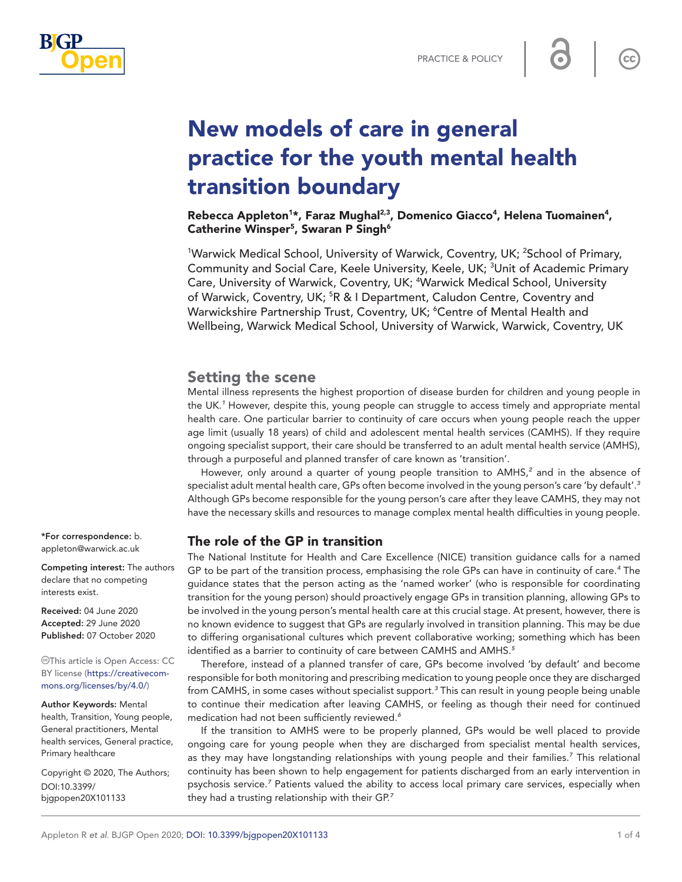PRACTICE & POLICY

# New models of care in general practice for the youth mental health transition boundary

**Rebecca Appleton[1]*, Faraz Mughal[2,3], Domenico Giacco[4], Helena Tuomainen[4], Catherine Winsper[5], Swaran P Singh[6]**

[1]Warwick Medical School, University of Warwick, Coventry, UK; [2]School of Primary, Community and Social Care, Keele University, Keele, UK; [3]Unit of Academic Primary Care, University of Warwick, Coventry, UK; [4]Warwick Medical School, University of Warwick, Coventry, UK; [5]R & I Department, Caludon Centre, Coventry and Warwickshire Partnership Trust, Coventry, UK; [6]Centre of Mental Health and Wellbeing, Warwick Medical School, University of Warwick, Warwick, Coventry, UK

## Setting the scene

Mental illness represents the highest proportion of disease burden for children and young people in the UK.[1] However, despite this, young people can struggle to access timely and appropriate mental health care. One particular barrier to continuity of care occurs when young people reach the upper age limit (usually 18 years) of child and adolescent mental health services (CAMHS). If they require ongoing specialist support, their care should be transferred to an adult mental health service (AMHS), through a purposeful and planned transfer of care known as 'transition'.

However, only around a quarter of young people transition to AMHS,[2] and in the absence of specialist adult mental health care, GPs often become involved in the young person's care 'by default'.[3] Although GPs become responsible for the young person's care after they leave CAMHS, they may not have the necessary skills and resources to manage complex mental health difficulties in young people.

## The role of the GP in transition

The National Institute for Health and Care Excellence (NICE) transition guidance calls for a named GP to be part of the transition process, emphasising the role GPs can have in continuity of care.[4] The guidance states that the person acting as the 'named worker' (who is responsible for coordinating transition for the young person) should proactively engage GPs in transition planning, allowing GPs to be involved in the young person's mental health care at this crucial stage. At present, however, there is no known evidence to suggest that GPs are regularly involved in transition planning. This may be due to differing organisational cultures which prevent collaborative working; something which has been identified as a barrier to continuity of care between CAMHS and AMHS.[5]

Therefore, instead of a planned transfer of care, GPs become involved 'by default' and become responsible for both monitoring and prescribing medication to young people once they are discharged from CAMHS, in some cases without specialist support.[3] This can result in young people being unable to continue their medication after leaving CAMHS, or feeling as though their need for continued medication had not been sufficiently reviewed.[6]

If the transition to AMHS were to be properly planned, GPs would be well placed to provide ongoing care for young people when they are discharged from specialist mental health services, as they may have longstanding relationships with young people and their families.[7] This relational continuity has been shown to help engagement for patients discharged from an early intervention in psychosis service.[7] Patients valued the ability to access local primary care services, especially when they had a trusting relationship with their GP.[7]

**\*For correspondence:** b.appleton@warwick.ac.uk

**Competing interest:** The authors declare that no competing interests exist.

**Received:** 04 June 2020
**Accepted:** 29 June 2020
**Published:** 07 October 2020

This article is Open Access: CC BY license (https://creativecommons.org/licenses/by/4.0/)

**Author Keywords:** Mental health, Transition, Young people, General practitioners, Mental health services, General practice, Primary healthcare

Copyright © 2020, The Authors; DOI:10.3399/bjgpopen20X101133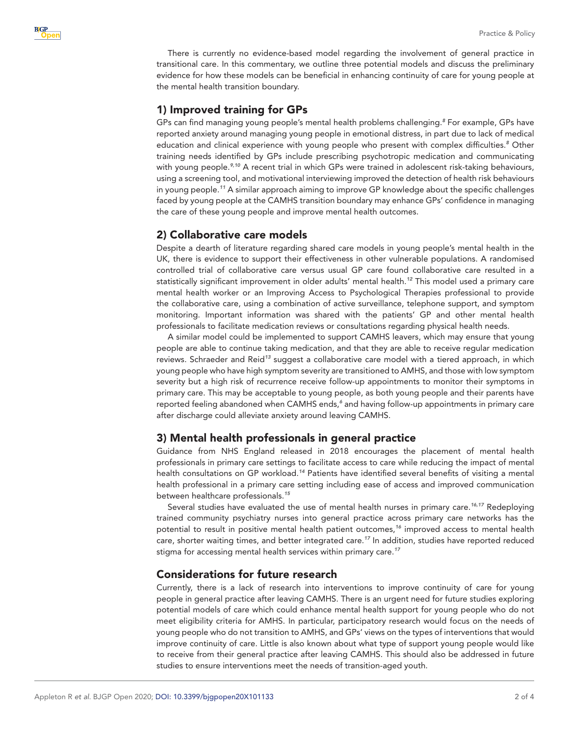There is currently no evidence-based model regarding the involvement of general practice in transitional care. In this commentary, we outline three potential models and discuss the preliminary evidence for how these models can be beneficial in enhancing continuity of care for young people at the mental health transition boundary.

## 1) Improved training for GPs

GPs can find managing young people's mental health problems challenging.[8] For example, GPs have reported anxiety around managing young people in emotional distress, in part due to lack of medical education and clinical experience with young people who present with complex difficulties.[8] Other training needs identified by GPs include prescribing psychotropic medication and communicating with young people.[9,10] A recent trial in which GPs were trained in adolescent risk-taking behaviours, using a screening tool, and motivational interviewing improved the detection of health risk behaviours in young people.[11] A similar approach aiming to improve GP knowledge about the specific challenges faced by young people at the CAMHS transition boundary may enhance GPs' confidence in managing the care of these young people and improve mental health outcomes.

## 2) Collaborative care models

Despite a dearth of literature regarding shared care models in young people's mental health in the UK, there is evidence to support their effectiveness in other vulnerable populations. A randomised controlled trial of collaborative care versus usual GP care found collaborative care resulted in a statistically significant improvement in older adults' mental health.[12] This model used a primary care mental health worker or an Improving Access to Psychological Therapies professional to provide the collaborative care, using a combination of active surveillance, telephone support, and symptom monitoring. Important information was shared with the patients' GP and other mental health professionals to facilitate medication reviews or consultations regarding physical health needs.

A similar model could be implemented to support CAMHS leavers, which may ensure that young people are able to continue taking medication, and that they are able to receive regular medication reviews. Schraeder and Reid[13] suggest a collaborative care model with a tiered approach, in which young people who have high symptom severity are transitioned to AMHS, and those with low symptom severity but a high risk of recurrence receive follow-up appointments to monitor their symptoms in primary care. This may be acceptable to young people, as both young people and their parents have reported feeling abandoned when CAMHS ends,[6] and having follow-up appointments in primary care after discharge could alleviate anxiety around leaving CAMHS.

## 3) Mental health professionals in general practice

Guidance from NHS England released in 2018 encourages the placement of mental health professionals in primary care settings to facilitate access to care while reducing the impact of mental health consultations on GP workload.[14] Patients have identified several benefits of visiting a mental health professional in a primary care setting including ease of access and improved communication between healthcare professionals.[15]

Several studies have evaluated the use of mental health nurses in primary care.[16,17] Redeploying trained community psychiatry nurses into general practice across primary care networks has the potential to result in positive mental health patient outcomes,[16] improved access to mental health care, shorter waiting times, and better integrated care.[17] In addition, studies have reported reduced stigma for accessing mental health services within primary care.[17]

## Considerations for future research

Currently, there is a lack of research into interventions to improve continuity of care for young people in general practice after leaving CAMHS. There is an urgent need for future studies exploring potential models of care which could enhance mental health support for young people who do not meet eligibility criteria for AMHS. In particular, participatory research would focus on the needs of young people who do not transition to AMHS, and GPs' views on the types of interventions that would improve continuity of care. Little is also known about what type of support young people would like to receive from their general practice after leaving CAMHS. This should also be addressed in future studies to ensure interventions meet the needs of transition-aged youth.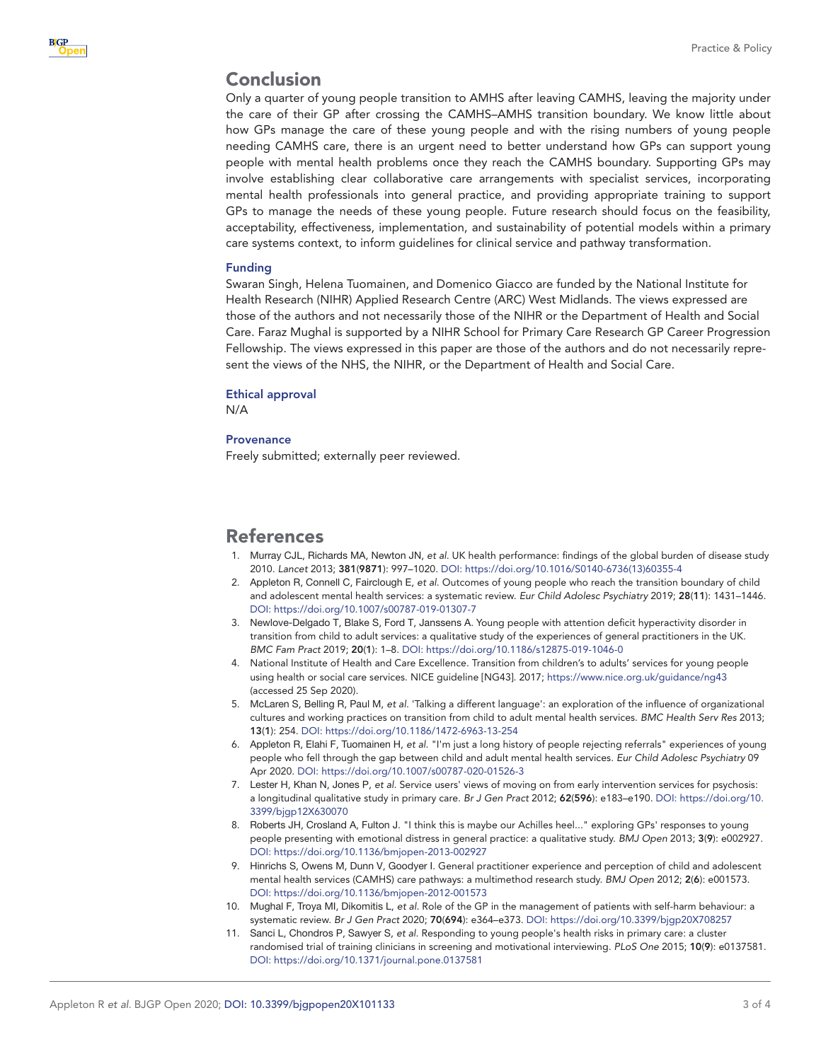## Conclusion

Only a quarter of young people transition to AMHS after leaving CAMHS, leaving the majority under the care of their GP after crossing the CAMHS–AMHS transition boundary. We know little about how GPs manage the care of these young people and with the rising numbers of young people needing CAMHS care, there is an urgent need to better understand how GPs can support young people with mental health problems once they reach the CAMHS boundary. Supporting GPs may involve establishing clear collaborative care arrangements with specialist services, incorporating mental health professionals into general practice, and providing appropriate training to support GPs to manage the needs of these young people. Future research should focus on the feasibility, acceptability, effectiveness, implementation, and sustainability of potential models within a primary care systems context, to inform guidelines for clinical service and pathway transformation.

### Funding

Swaran Singh, Helena Tuomainen, and Domenico Giacco are funded by the National Institute for Health Research (NIHR) Applied Research Centre (ARC) West Midlands. The views expressed are those of the authors and not necessarily those of the NIHR or the Department of Health and Social Care. Faraz Mughal is supported by a NIHR School for Primary Care Research GP Career Progression Fellowship. The views expressed in this paper are those of the authors and do not necessarily represent the views of the NHS, the NIHR, or the Department of Health and Social Care.

### Ethical approval

N/A

### Provenance

Freely submitted; externally peer reviewed.

## References

1. Murray CJL, Richards MA, Newton JN, *et al*. UK health performance: findings of the global burden of disease study 2010. *Lancet* 2013; **381**(**9871**): 997–1020. DOI: https://doi.org/10.1016/S0140-6736(13)60355-4
2. Appleton R, Connell C, Fairclough E, *et al*. Outcomes of young people who reach the transition boundary of child and adolescent mental health services: a systematic review. *Eur Child Adolesc Psychiatry* 2019; **28**(**11**): 1431–1446. DOI: https://doi.org/10.1007/s00787-019-01307-7
3. Newlove-Delgado T, Blake S, Ford T, Janssens A. Young people with attention deficit hyperactivity disorder in transition from child to adult services: a qualitative study of the experiences of general practitioners in the UK. *BMC Fam Pract* 2019; **20**(**1**): 1–8. DOI: https://doi.org/10.1186/s12875-019-1046-0
4. National Institute of Health and Care Excellence. Transition from children's to adults' services for young people using health or social care services. NICE guideline [NG43]. 2017; https://www.nice.org.uk/guidance/ng43 (accessed 25 Sep 2020).
5. McLaren S, Belling R, Paul M, *et al*. 'Talking a different language': an exploration of the influence of organizational cultures and working practices on transition from child to adult mental health services. *BMC Health Serv Res* 2013; **13**(**1**): 254. DOI: https://doi.org/10.1186/1472-6963-13-254
6. Appleton R, Elahi F, Tuomainen H, *et al*. "I'm just a long history of people rejecting referrals" experiences of young people who fell through the gap between child and adult mental health services. *Eur Child Adolesc Psychiatry* 09 Apr 2020. DOI: https://doi.org/10.1007/s00787-020-01526-3
7. Lester H, Khan N, Jones P, *et al*. Service users' views of moving on from early intervention services for psychosis: a longitudinal qualitative study in primary care. *Br J Gen Pract* 2012; **62**(**596**): e183–e190. DOI: https://doi.org/10.3399/bjgp12X630070
8. Roberts JH, Crosland A, Fulton J. "I think this is maybe our Achilles heel..." exploring GPs' responses to young people presenting with emotional distress in general practice: a qualitative study. *BMJ Open* 2013; **3**(**9**): e002927. DOI: https://doi.org/10.1136/bmjopen-2013-002927
9. Hinrichs S, Owens M, Dunn V, Goodyer I. General practitioner experience and perception of child and adolescent mental health services (CAMHS) care pathways: a multimethod research study. *BMJ Open* 2012; **2**(**6**): e001573. DOI: https://doi.org/10.1136/bmjopen-2012-001573
10. Mughal F, Troya MI, Dikomitis L, *et al*. Role of the GP in the management of patients with self-harm behaviour: a systematic review. *Br J Gen Pract* 2020; **70**(**694**): e364–e373. DOI: https://doi.org/10.3399/bjgp20X708257
11. Sanci L, Chondros P, Sawyer S, *et al*. Responding to young people's health risks in primary care: a cluster randomised trial of training clinicians in screening and motivational interviewing. *PLoS One* 2015; **10**(**9**): e0137581. DOI: https://doi.org/10.1371/journal.pone.0137581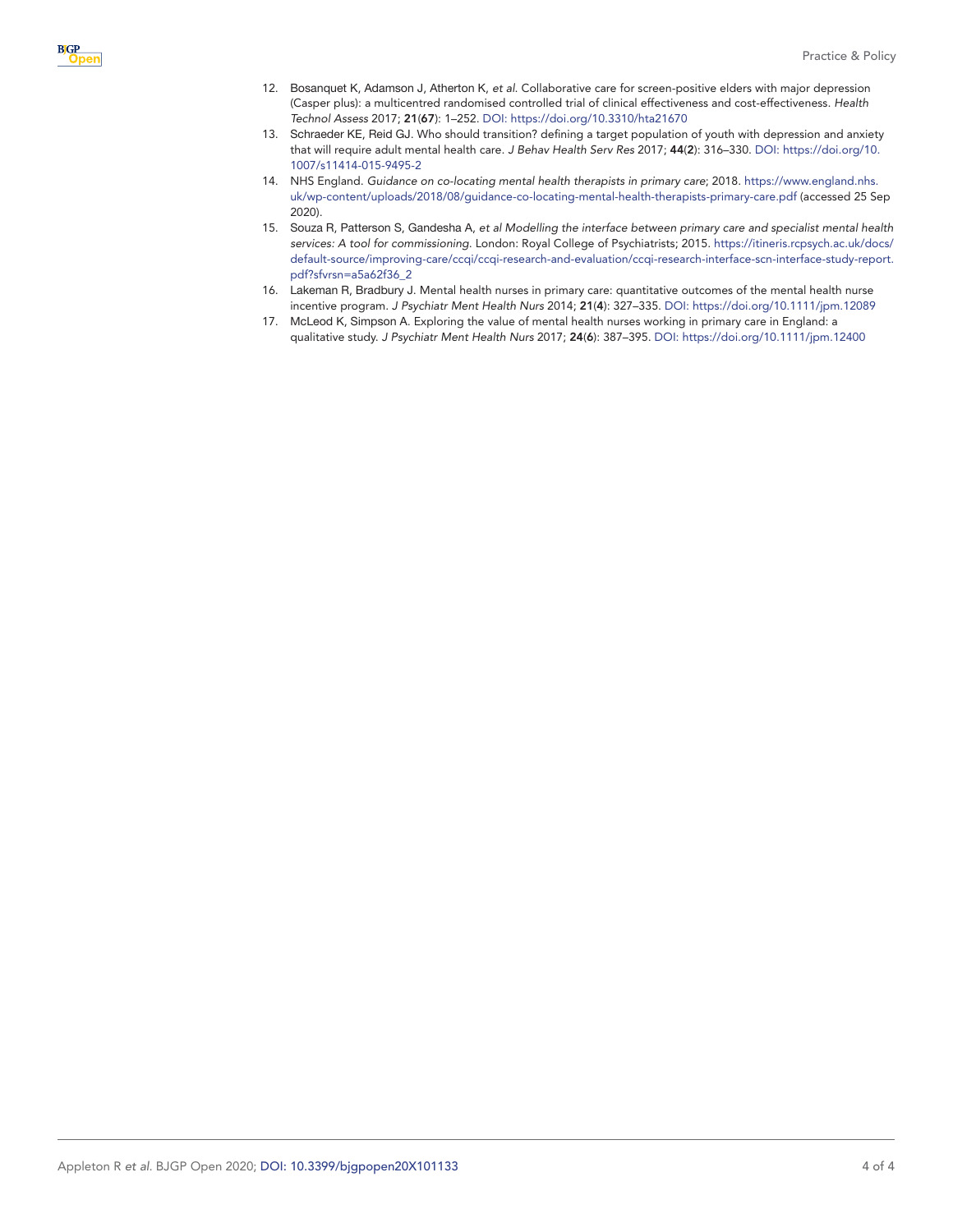12. Bosanquet K, Adamson J, Atherton K, *et al.* Collaborative care for screen-positive elders with major depression (Casper plus): a multicentred randomised controlled trial of clinical effectiveness and cost-effectiveness. *Health Technol Assess* 2017; **21**(**67**): 1–252. DOI: https://doi.org/10.3310/hta21670
13. Schraeder KE, Reid GJ. Who should transition? defining a target population of youth with depression and anxiety that will require adult mental health care. *J Behav Health Serv Res* 2017; **44**(**2**): 316–330. DOI: https://doi.org/10.1007/s11414-015-9495-2
14. NHS England. *Guidance on co-locating mental health therapists in primary care*; 2018. https://www.england.nhs.uk/wp-content/uploads/2018/08/guidance-co-locating-mental-health-therapists-primary-care.pdf (accessed 25 Sep 2020).
15. Souza R, Patterson S, Gandesha A, *et al Modelling the interface between primary care and specialist mental health services: A tool for commissioning*. London: Royal College of Psychiatrists; 2015. https://itineris.rcpsych.ac.uk/docs/default-source/improving-care/ccqi/ccqi-research-and-evaluation/ccqi-research-interface-scn-interface-study-report.pdf?sfvrsn=a5a62f36_2
16. Lakeman R, Bradbury J. Mental health nurses in primary care: quantitative outcomes of the mental health nurse incentive program. *J Psychiatr Ment Health Nurs* 2014; **21**(**4**): 327–335. DOI: https://doi.org/10.1111/jpm.12089
17. McLeod K, Simpson A. Exploring the value of mental health nurses working in primary care in England: a qualitative study. *J Psychiatr Ment Health Nurs* 2017; **24**(**6**): 387–395. DOI: https://doi.org/10.1111/jpm.12400